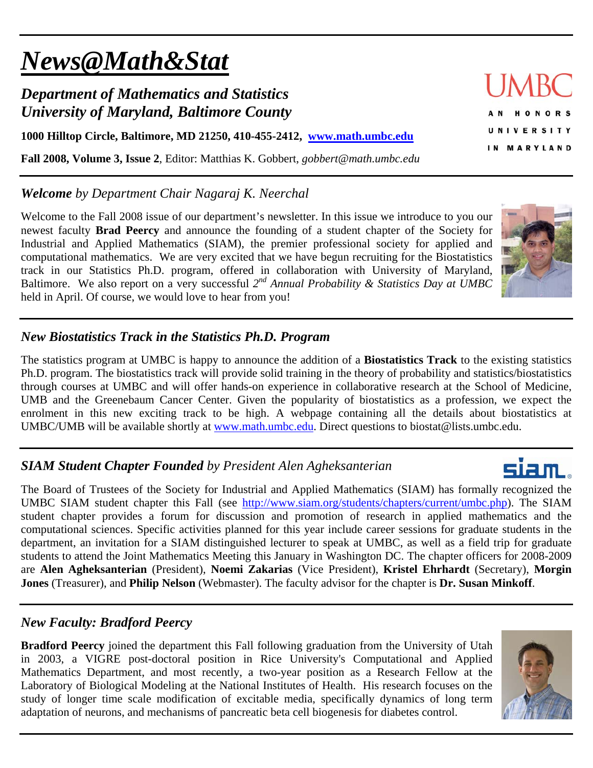# *News@Math&Stat*

## *Department of Mathematics and Statistics*
## *University of Maryland, Baltimore County*

**1000 Hilltop Circle, Baltimore, MD 21250, 410-455-2412, [www.math.umbc.edu](http://www.math.umbc.edu)**

**Fall 2008, Volume 3, Issue 2**, Editor: Matthias K. Gobbert, *gobbert@math.umbc.edu*

UMBC
AN HONORS UNIVERSITY IN MARYLAND

---

### ***Welcome*** *by Department Chair Nagaraj K. Neerchal*

Welcome to the Fall 2008 issue of our department's newsletter. In this issue we introduce to you our newest faculty **Brad Peercy** and announce the founding of a student chapter of the Society for Industrial and Applied Mathematics (SIAM), the premier professional society for applied and computational mathematics. We are very excited that we have begun recruiting for the Biostatistics track in our Statistics Ph.D. program, offered in collaboration with University of Maryland, Baltimore. We also report on a very successful *2nd Annual Probability & Statistics Day at UMBC* held in April. Of course, we would love to hear from you!

---

### ***New Biostatistics Track in the Statistics Ph.D. Program***

The statistics program at UMBC is happy to announce the addition of a **Biostatistics Track** to the existing statistics Ph.D. program. The biostatistics track will provide solid training in the theory of probability and statistics/biostatistics through courses at UMBC and will offer hands-on experience in collaborative research at the School of Medicine, UMB and the Greenebaum Cancer Center. Given the popularity of biostatistics as a profession, we expect the enrolment in this new exciting track to be high. A webpage containing all the details about biostatistics at UMBC/UMB will be available shortly at [www.math.umbc.edu](http://www.math.umbc.edu). Direct questions to biostat@lists.umbc.edu.

---

### ***SIAM Student Chapter Founded*** *by President Alen Agheksanterian*

The Board of Trustees of the Society for Industrial and Applied Mathematics (SIAM) has formally recognized the UMBC SIAM student chapter this Fall (see [http://www.siam.org/students/chapters/current/umbc.php](http://www.siam.org/students/chapters/current/umbc.php)). The SIAM student chapter provides a forum for discussion and promotion of research in applied mathematics and the computational sciences. Specific activities planned for this year include career sessions for graduate students in the department, an invitation for a SIAM distinguished lecturer to speak at UMBC, as well as a field trip for graduate students to attend the Joint Mathematics Meeting this January in Washington DC. The chapter officers for 2008-2009 are **Alen Agheksanterian** (President), **Noemi Zakarias** (Vice President), **Kristel Ehrhardt** (Secretary), **Morgin Jones** (Treasurer), and **Philip Nelson** (Webmaster). The faculty advisor for the chapter is **Dr. Susan Minkoff**.

---

### ***New Faculty: Bradford Peercy***

**Bradford Peercy** joined the department this Fall following graduation from the University of Utah in 2003, a VIGRE post-doctoral position in Rice University's Computational and Applied Mathematics Department, and most recently, a two-year position as a Research Fellow at the Laboratory of Biological Modeling at the National Institutes of Health. His research focuses on the study of longer time scale modification of excitable media, specifically dynamics of long term adaptation of neurons, and mechanisms of pancreatic beta cell biogenesis for diabetes control.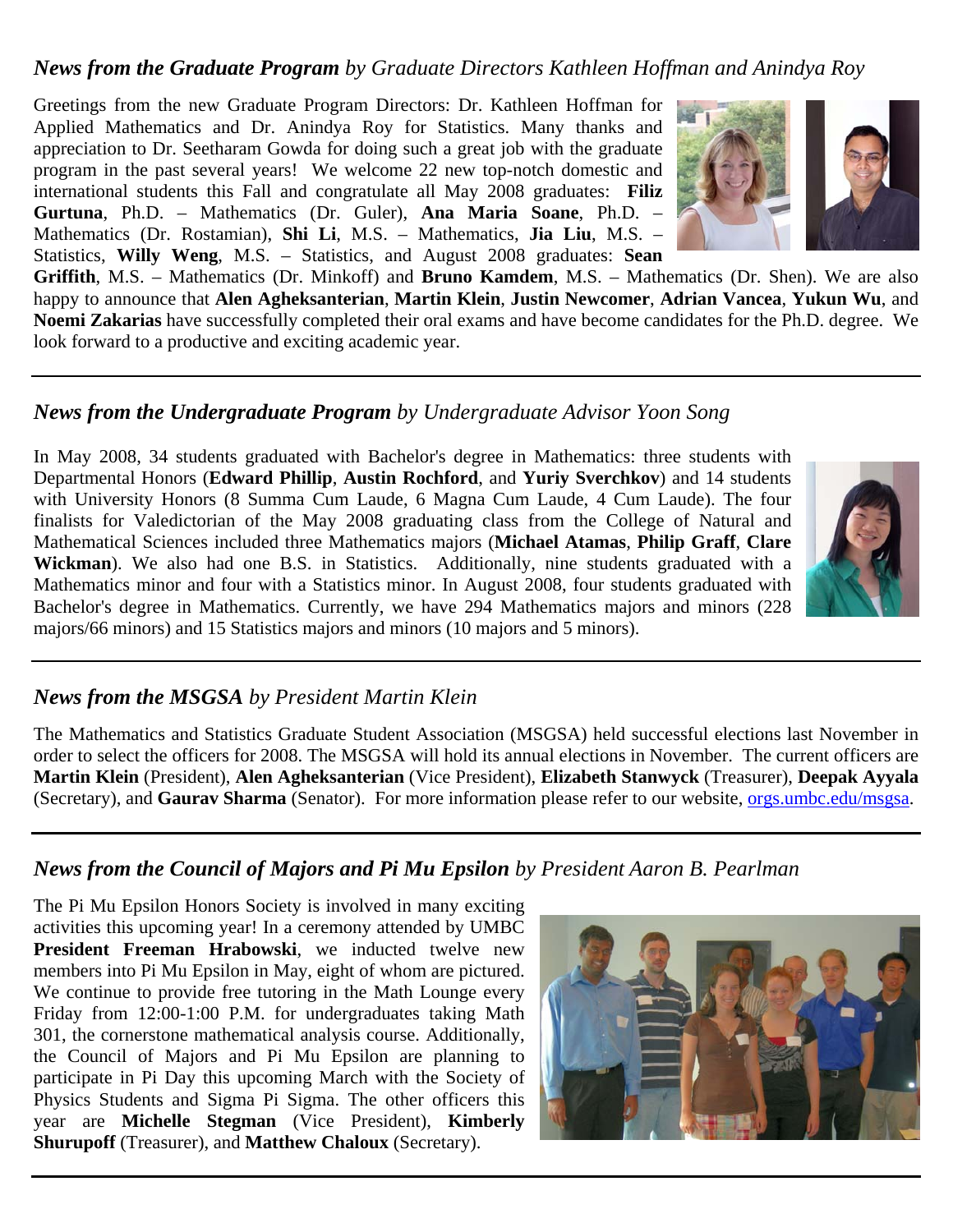## *News from the Graduate Program by Graduate Directors Kathleen Hoffman and Anindya Roy*

Greetings from the new Graduate Program Directors: Dr. Kathleen Hoffman for Applied Mathematics and Dr. Anindya Roy for Statistics. Many thanks and appreciation to Dr. Seetharam Gowda for doing such a great job with the graduate program in the past several years! We welcome 22 new top-notch domestic and international students this Fall and congratulate all May 2008 graduates: **Filiz Gurtuna**, Ph.D. – Mathematics (Dr. Guler), **Ana Maria Soane**, Ph.D. – Mathematics (Dr. Rostamian), **Shi Li**, M.S. – Mathematics, **Jia Liu**, M.S. – Statistics, **Willy Weng**, M.S. – Statistics, and August 2008 graduates: **Sean Griffith**, M.S. – Mathematics (Dr. Minkoff) and **Bruno Kamdem**, M.S. – Mathematics (Dr. Shen). We are also happy to announce that **Alen Agheksanterian**, **Martin Klein**, **Justin Newcomer**, **Adrian Vancea**, **Yukun Wu**, and **Noemi Zakarias** have successfully completed their oral exams and have become candidates for the Ph.D. degree. We look forward to a productive and exciting academic year.

---

## *News from the Undergraduate Program by Undergraduate Advisor Yoon Song*

In May 2008, 34 students graduated with Bachelor's degree in Mathematics: three students with Departmental Honors (**Edward Phillip**, **Austin Rochford**, and **Yuriy Sverchkov**) and 14 students with University Honors (8 Summa Cum Laude, 6 Magna Cum Laude, 4 Cum Laude). The four finalists for Valedictorian of the May 2008 graduating class from the College of Natural and Mathematical Sciences included three Mathematics majors (**Michael Atamas**, **Philip Graff**, **Clare Wickman**). We also had one B.S. in Statistics. Additionally, nine students graduated with a Mathematics minor and four with a Statistics minor. In August 2008, four students graduated with Bachelor's degree in Mathematics. Currently, we have 294 Mathematics majors and minors (228 majors/66 minors) and 15 Statistics majors and minors (10 majors and 5 minors).

---

## *News from the MSGSA by President Martin Klein*

The Mathematics and Statistics Graduate Student Association (MSGSA) held successful elections last November in order to select the officers for 2008. The MSGSA will hold its annual elections in November. The current officers are **Martin Klein** (President), **Alen Agheksanterian** (Vice President), **Elizabeth Stanwyck** (Treasurer), **Deepak Ayyala** (Secretary), and **Gaurav Sharma** (Senator). For more information please refer to our website, orgs.umbc.edu/msgsa.

---

## *News from the Council of Majors and Pi Mu Epsilon by President Aaron B. Pearlman*

The Pi Mu Epsilon Honors Society is involved in many exciting activities this upcoming year! In a ceremony attended by UMBC **President Freeman Hrabowski**, we inducted twelve new members into Pi Mu Epsilon in May, eight of whom are pictured. We continue to provide free tutoring in the Math Lounge every Friday from 12:00-1:00 P.M. for undergraduates taking Math 301, the cornerstone mathematical analysis course. Additionally, the Council of Majors and Pi Mu Epsilon are planning to participate in Pi Day this upcoming March with the Society of Physics Students and Sigma Pi Sigma. The other officers this year are **Michelle Stegman** (Vice President), **Kimberly Shurupoff** (Treasurer), and **Matthew Chaloux** (Secretary).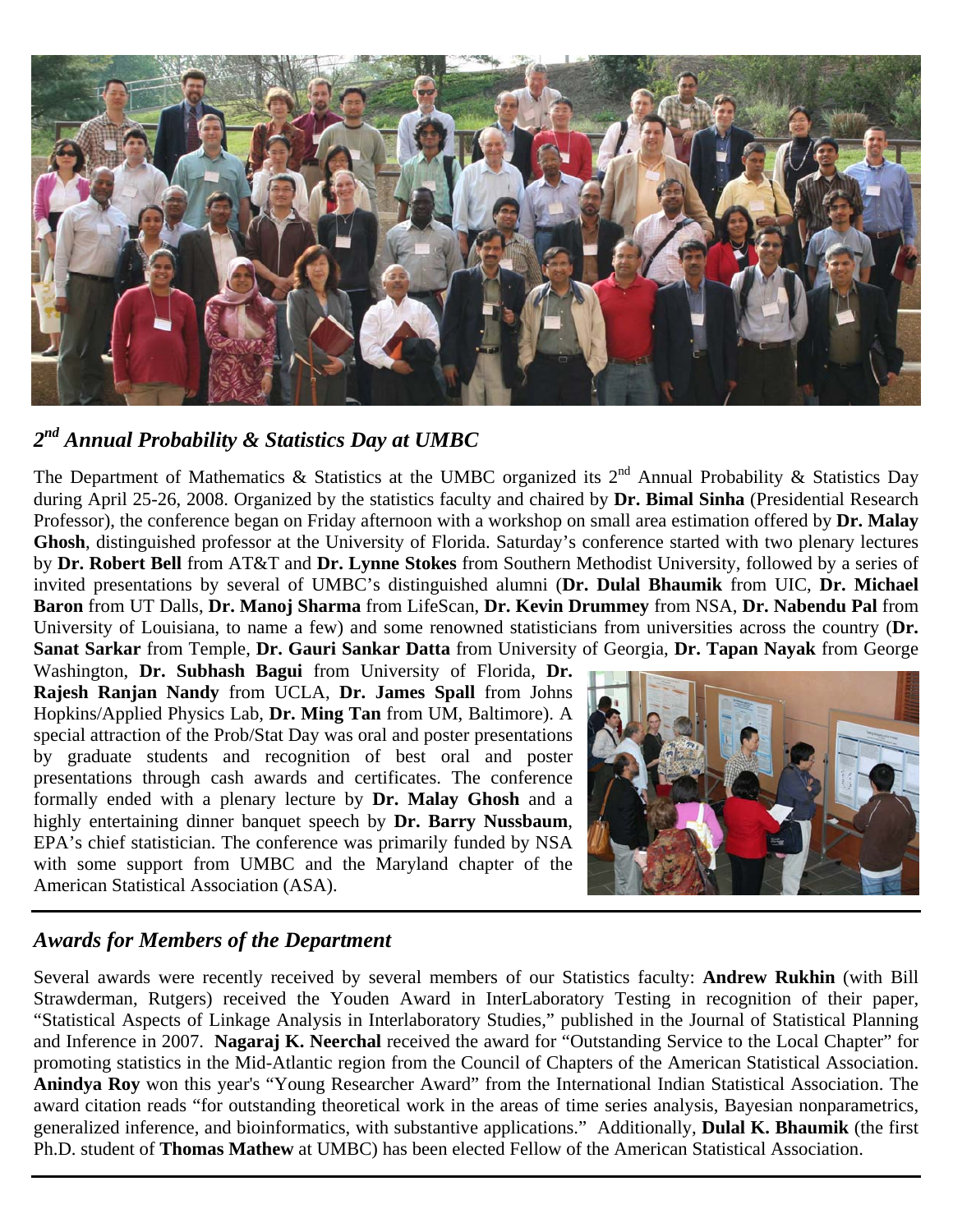## *2nd Annual Probability & Statistics Day at UMBC*

The Department of Mathematics & Statistics at the UMBC organized its 2nd Annual Probability & Statistics Day during April 25-26, 2008. Organized by the statistics faculty and chaired by **Dr. Bimal Sinha** (Presidential Research Professor), the conference began on Friday afternoon with a workshop on small area estimation offered by **Dr. Malay Ghosh**, distinguished professor at the University of Florida. Saturday's conference started with two plenary lectures by **Dr. Robert Bell** from AT&T and **Dr. Lynne Stokes** from Southern Methodist University, followed by a series of invited presentations by several of UMBC's distinguished alumni (**Dr. Dulal Bhaumik** from UIC, **Dr. Michael Baron** from UT Dalls, **Dr. Manoj Sharma** from LifeScan, **Dr. Kevin Drummey** from NSA, **Dr. Nabendu Pal** from University of Louisiana, to name a few) and some renowned statisticians from universities across the country (**Dr. Sanat Sarkar** from Temple, **Dr. Gauri Sankar Datta** from University of Georgia, **Dr. Tapan Nayak** from George Washington, **Dr. Subhash Bagui** from University of Florida, **Dr. Rajesh Ranjan Nandy** from UCLA, **Dr. James Spall** from Johns Hopkins/Applied Physics Lab, **Dr. Ming Tan** from UM, Baltimore). A special attraction of the Prob/Stat Day was oral and poster presentations by graduate students and recognition of best oral and poster presentations through cash awards and certificates. The conference formally ended with a plenary lecture by **Dr. Malay Ghosh** and a highly entertaining dinner banquet speech by **Dr. Barry Nussbaum**, EPA's chief statistician. The conference was primarily funded by NSA with some support from UMBC and the Maryland chapter of the American Statistical Association (ASA).

---

## *Awards for Members of the Department*

Several awards were recently received by several members of our Statistics faculty: **Andrew Rukhin** (with Bill Strawderman, Rutgers) received the Youden Award in InterLaboratory Testing in recognition of their paper, "Statistical Aspects of Linkage Analysis in Interlaboratory Studies," published in the Journal of Statistical Planning and Inference in 2007. **Nagaraj K. Neerchal** received the award for "Outstanding Service to the Local Chapter" for promoting statistics in the Mid-Atlantic region from the Council of Chapters of the American Statistical Association. **Anindya Roy** won this year's "Young Researcher Award" from the International Indian Statistical Association. The award citation reads "for outstanding theoretical work in the areas of time series analysis, Bayesian nonparametrics, generalized inference, and bioinformatics, with substantive applications." Additionally, **Dulal K. Bhaumik** (the first Ph.D. student of **Thomas Mathew** at UMBC) has been elected Fellow of the American Statistical Association.

---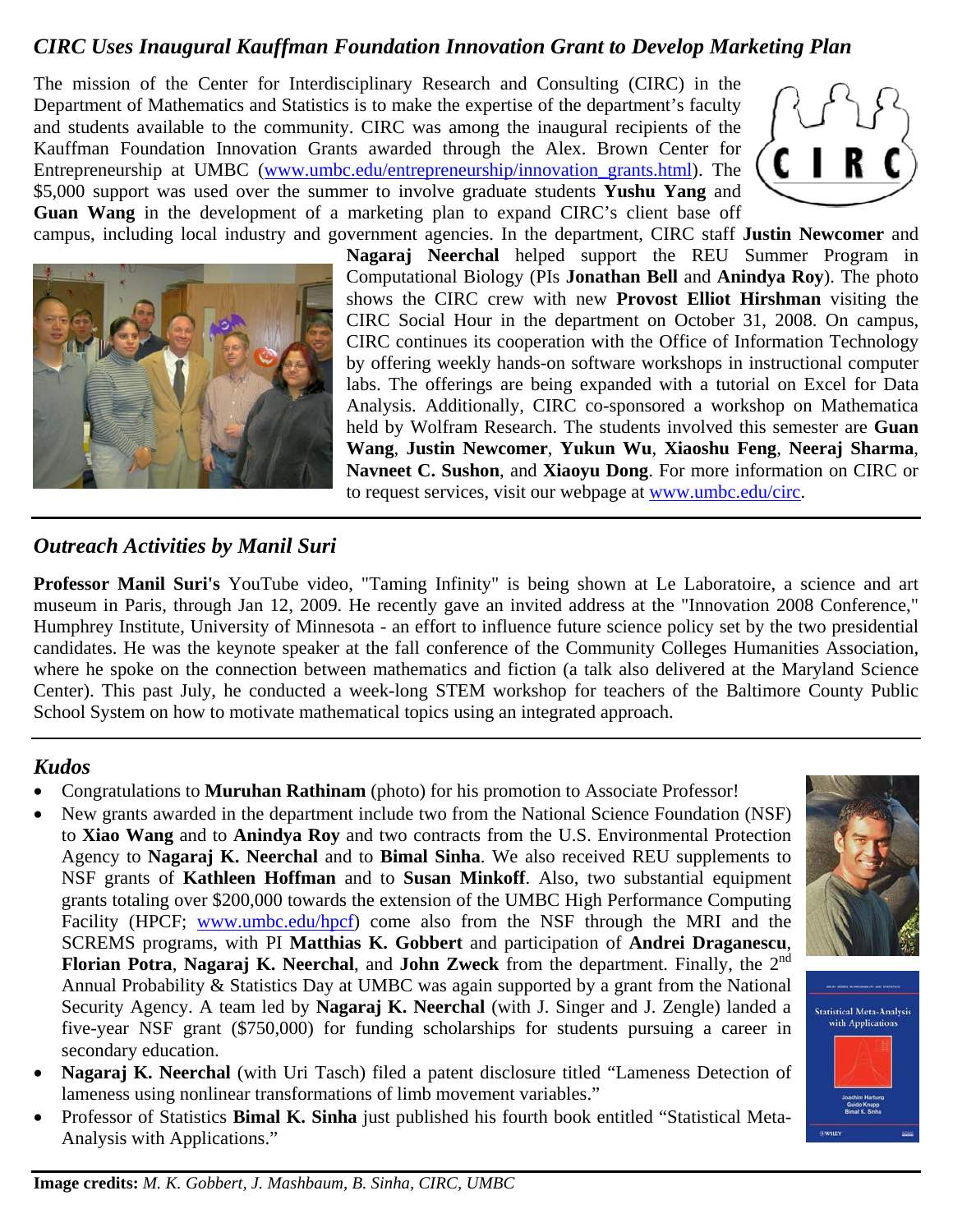## *CIRC Uses Inaugural Kauffman Foundation Innovation Grant to Develop Marketing Plan*

The mission of the Center for Interdisciplinary Research and Consulting (CIRC) in the Department of Mathematics and Statistics is to make the expertise of the department's faculty and students available to the community. CIRC was among the inaugural recipients of the Kauffman Foundation Innovation Grants awarded through the Alex. Brown Center for Entrepreneurship at UMBC (www.umbc.edu/entrepreneurship/innovation_grants.html). The $5,000 support was used over the summer to involve graduate students **Yushu Yang** and **Guan Wang** in the development of a marketing plan to expand CIRC's client base off campus, including local industry and government agencies. In the department, CIRC staff **Justin Newcomer** and **Nagaraj Neerchal** helped support the REU Summer Program in Computational Biology (PIs **Jonathan Bell** and **Anindya Roy**). The photo shows the CIRC crew with new **Provost Elliot Hirshman** visiting the CIRC Social Hour in the department on October 31, 2008. On campus, CIRC continues its cooperation with the Office of Information Technology by offering weekly hands-on software workshops in instructional computer labs. The offerings are being expanded with a tutorial on Excel for Data Analysis. Additionally, CIRC co-sponsored a workshop on Mathematica held by Wolfram Research. The students involved this semester are **Guan Wang**, **Justin Newcomer**, **Yukun Wu**, **Xiaoshu Feng**, **Neeraj Sharma**, **Navneet C. Sushon**, and **Xiaoyu Dong**. For more information on CIRC or to request services, visit our webpage at www.umbc.edu/circ.

---

## *Outreach Activities by Manil Suri*

**Professor Manil Suri's** YouTube video, "Taming Infinity" is being shown at Le Laboratoire, a science and art museum in Paris, through Jan 12, 2009. He recently gave an invited address at the "Innovation 2008 Conference," Humphrey Institute, University of Minnesota - an effort to influence future science policy set by the two presidential candidates. He was the keynote speaker at the fall conference of the Community Colleges Humanities Association, where he spoke on the connection between mathematics and fiction (a talk also delivered at the Maryland Science Center). This past July, he conducted a week-long STEM workshop for teachers of the Baltimore County Public School System on how to motivate mathematical topics using an integrated approach.

---

## *Kudos*

- Congratulations to **Muruhan Rathinam** (photo) for his promotion to Associate Professor!
- New grants awarded in the department include two from the National Science Foundation (NSF) to **Xiao Wang** and to **Anindya Roy** and two contracts from the U.S. Environmental Protection Agency to **Nagaraj K. Neerchal** and to **Bimal Sinha**. We also received REU supplements to NSF grants of **Kathleen Hoffman** and to **Susan Minkoff**. Also, two substantial equipment grants totaling over $200,000 towards the extension of the UMBC High Performance Computing Facility (HPCF; www.umbc.edu/hpcf) come also from the NSF through the MRI and the SCREMS programs, with PI **Matthias K. Gobbert** and participation of **Andrei Draganescu**, **Florian Potra**, **Nagaraj K. Neerchal**, and **John Zweck** from the department. Finally, the 2nd Annual Probability & Statistics Day at UMBC was again supported by a grant from the National Security Agency. A team led by **Nagaraj K. Neerchal** (with J. Singer and J. Zengle) landed a five-year NSF grant ($750,000) for funding scholarships for students pursuing a career in secondary education.
- **Nagaraj K. Neerchal** (with Uri Tasch) filed a patent disclosure titled "Lameness Detection of lameness using nonlinear transformations of limb movement variables."
- Professor of Statistics **Bimal K. Sinha** just published his fourth book entitled "Statistical Meta-Analysis with Applications."

---

**Image credits:** *M. K. Gobbert, J. Mashbaum, B. Sinha, CIRC, UMBC*